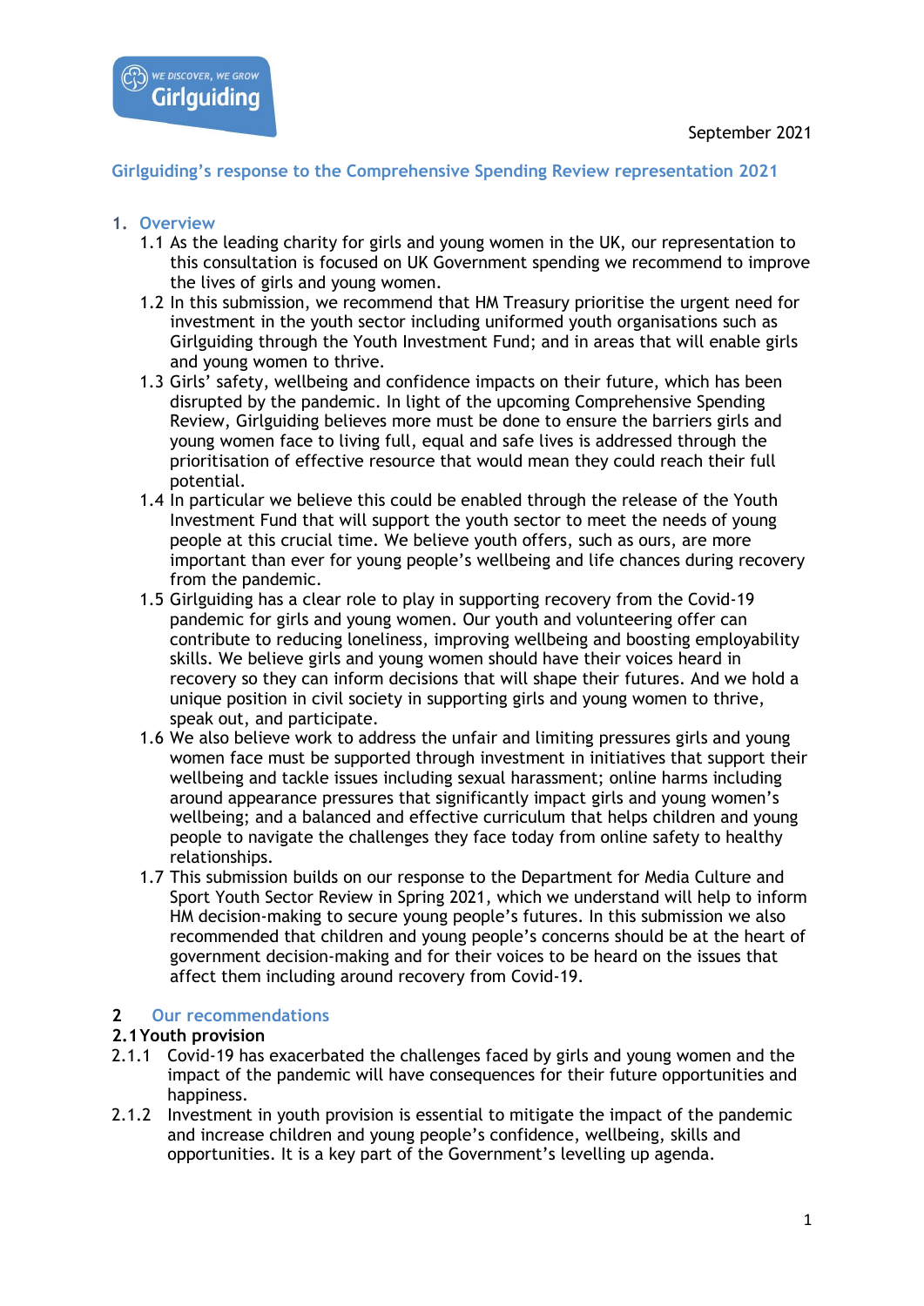September 2021

# Girlguiding's response to the Comprehensive Spending Review representation 2021

## 1. Overview

1.1 As the leading charity for girls and young women in the UK, our representation to this consultation is focused on UK Government spending we recommend to improve the lives of girls and young women.

1.2 In this submission, we recommend that HM Treasury prioritise the urgent need for investment in the youth sector including uniformed youth organisations such as Girlguiding through the Youth Investment Fund; and in areas that will enable girls and young women to thrive.

1.3 Girls' safety, wellbeing and confidence impacts on their future, which has been disrupted by the pandemic. In light of the upcoming Comprehensive Spending Review, Girlguiding believes more must be done to ensure the barriers girls and young women face to living full, equal and safe lives is addressed through the prioritisation of effective resource that would mean they could reach their full potential.

1.4 In particular we believe this could be enabled through the release of the Youth Investment Fund that will support the youth sector to meet the needs of young people at this crucial time. We believe youth offers, such as ours, are more important than ever for young people's wellbeing and life chances during recovery from the pandemic.

1.5 Girlguiding has a clear role to play in supporting recovery from the Covid-19 pandemic for girls and young women. Our youth and volunteering offer can contribute to reducing loneliness, improving wellbeing and boosting employability skills. We believe girls and young women should have their voices heard in recovery so they can inform decisions that will shape their futures. And we hold a unique position in civil society in supporting girls and young women to thrive, speak out, and participate.

1.6 We also believe work to address the unfair and limiting pressures girls and young women face must be supported through investment in initiatives that support their wellbeing and tackle issues including sexual harassment; online harms including around appearance pressures that significantly impact girls and young women's wellbeing; and a balanced and effective curriculum that helps children and young people to navigate the challenges they face today from online safety to healthy relationships.

1.7 This submission builds on our response to the Department for Media Culture and Sport Youth Sector Review in Spring 2021, which we understand will help to inform HM decision-making to secure young people's futures. In this submission we also recommended that children and young people's concerns should be at the heart of government decision-making and for their voices to be heard on the issues that affect them including around recovery from Covid-19.

## 2 Our recommendations

### 2.1 Youth provision

2.1.1 Covid-19 has exacerbated the challenges faced by girls and young women and the impact of the pandemic will have consequences for their future opportunities and happiness.

2.1.2 Investment in youth provision is essential to mitigate the impact of the pandemic and increase children and young people's confidence, wellbeing, skills and opportunities. It is a key part of the Government's levelling up agenda.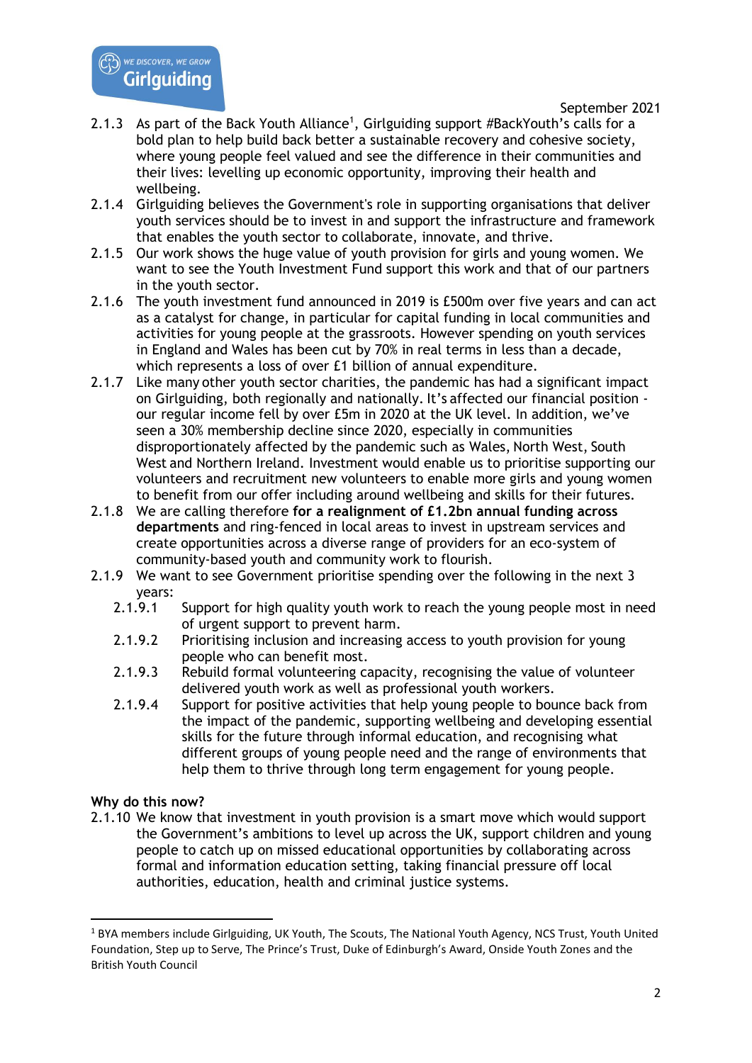September 2021

2.1.3 As part of the Back Youth Alliance[1], Girlguiding support #BackYouth's calls for a bold plan to help build back better a sustainable recovery and cohesive society, where young people feel valued and see the difference in their communities and their lives: levelling up economic opportunity, improving their health and wellbeing.

2.1.4 Girlguiding believes the Government's role in supporting organisations that deliver youth services should be to invest in and support the infrastructure and framework that enables the youth sector to collaborate, innovate, and thrive.

2.1.5 Our work shows the huge value of youth provision for girls and young women. We want to see the Youth Investment Fund support this work and that of our partners in the youth sector.

2.1.6 The youth investment fund announced in 2019 is £500m over five years and can act as a catalyst for change, in particular for capital funding in local communities and activities for young people at the grassroots. However spending on youth services in England and Wales has been cut by 70% in real terms in less than a decade, which represents a loss of over £1 billion of annual expenditure.

2.1.7 Like many other youth sector charities, the pandemic has had a significant impact on Girlguiding, both regionally and nationally. It's affected our financial position - our regular income fell by over £5m in 2020 at the UK level. In addition, we've seen a 30% membership decline since 2020, especially in communities disproportionately affected by the pandemic such as Wales, North West, South West and Northern Ireland. Investment would enable us to prioritise supporting our volunteers and recruitment new volunteers to enable more girls and young women to benefit from our offer including around wellbeing and skills for their futures.

2.1.8 We are calling therefore **for a realignment of £1.2bn annual funding across departments** and ring-fenced in local areas to invest in upstream services and create opportunities across a diverse range of providers for an eco-system of community-based youth and community work to flourish.

2.1.9 We want to see Government prioritise spending over the following in the next 3 years:

- 2.1.9.1 Support for high quality youth work to reach the young people most in need of urgent support to prevent harm.
- 2.1.9.2 Prioritising inclusion and increasing access to youth provision for young people who can benefit most.
- 2.1.9.3 Rebuild formal volunteering capacity, recognising the value of volunteer delivered youth work as well as professional youth workers.
- 2.1.9.4 Support for positive activities that help young people to bounce back from the impact of the pandemic, supporting wellbeing and developing essential skills for the future through informal education, and recognising what different groups of young people need and the range of environments that help them to thrive through long term engagement for young people.

**Why do this now?**

2.1.10 We know that investment in youth provision is a smart move which would support the Government's ambitions to level up across the UK, support children and young people to catch up on missed educational opportunities by collaborating across formal and information education setting, taking financial pressure off local authorities, education, health and criminal justice systems.

---

[1] BYA members include Girlguiding, UK Youth, The Scouts, The National Youth Agency, NCS Trust, Youth United Foundation, Step up to Serve, The Prince's Trust, Duke of Edinburgh's Award, Onside Youth Zones and the British Youth Council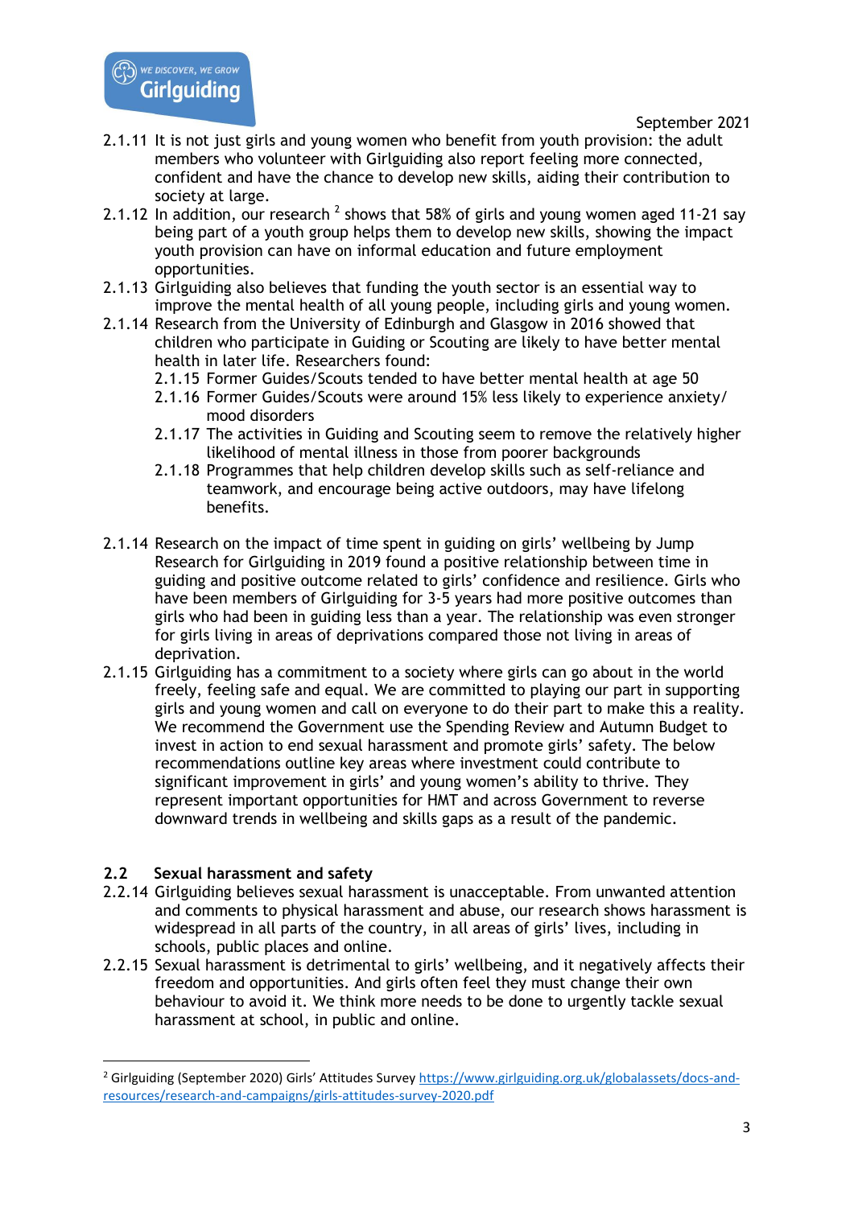2.1.11 It is not just girls and young women who benefit from youth provision: the adult members who volunteer with Girlguiding also report feeling more connected, confident and have the chance to develop new skills, aiding their contribution to society at large.

2.1.12 In addition, our research [2] shows that 58% of girls and young women aged 11-21 say being part of a youth group helps them to develop new skills, showing the impact youth provision can have on informal education and future employment opportunities.

2.1.13 Girlguiding also believes that funding the youth sector is an essential way to improve the mental health of all young people, including girls and young women.

2.1.14 Research from the University of Edinburgh and Glasgow in 2016 showed that children who participate in Guiding or Scouting are likely to have better mental health in later life. Researchers found:

- 2.1.15 Former Guides/Scouts tended to have better mental health at age 50
- 2.1.16 Former Guides/Scouts were around 15% less likely to experience anxiety/ mood disorders
- 2.1.17 The activities in Guiding and Scouting seem to remove the relatively higher likelihood of mental illness in those from poorer backgrounds
- 2.1.18 Programmes that help children develop skills such as self-reliance and teamwork, and encourage being active outdoors, may have lifelong benefits.

2.1.14 Research on the impact of time spent in guiding on girls' wellbeing by Jump Research for Girlguiding in 2019 found a positive relationship between time in guiding and positive outcome related to girls' confidence and resilience. Girls who have been members of Girlguiding for 3-5 years had more positive outcomes than girls who had been in guiding less than a year. The relationship was even stronger for girls living in areas of deprivations compared those not living in areas of deprivation.

2.1.15 Girlguiding has a commitment to a society where girls can go about in the world freely, feeling safe and equal. We are committed to playing our part in supporting girls and young women and call on everyone to do their part to make this a reality. We recommend the Government use the Spending Review and Autumn Budget to invest in action to end sexual harassment and promote girls' safety. The below recommendations outline key areas where investment could contribute to significant improvement in girls' and young women's ability to thrive. They represent important opportunities for HMT and across Government to reverse downward trends in wellbeing and skills gaps as a result of the pandemic.

## 2.2 Sexual harassment and safety

2.2.14 Girlguiding believes sexual harassment is unacceptable. From unwanted attention and comments to physical harassment and abuse, our research shows harassment is widespread in all parts of the country, in all areas of girls' lives, including in schools, public places and online.

2.2.15 Sexual harassment is detrimental to girls' wellbeing, and it negatively affects their freedom and opportunities. And girls often feel they must change their own behaviour to avoid it. We think more needs to be done to urgently tackle sexual harassment at school, in public and online.

---

[2] Girlguiding (September 2020) Girls' Attitudes Survey https://www.girlguiding.org.uk/globalassets/docs-and-resources/research-and-campaigns/girls-attitudes-survey-2020.pdf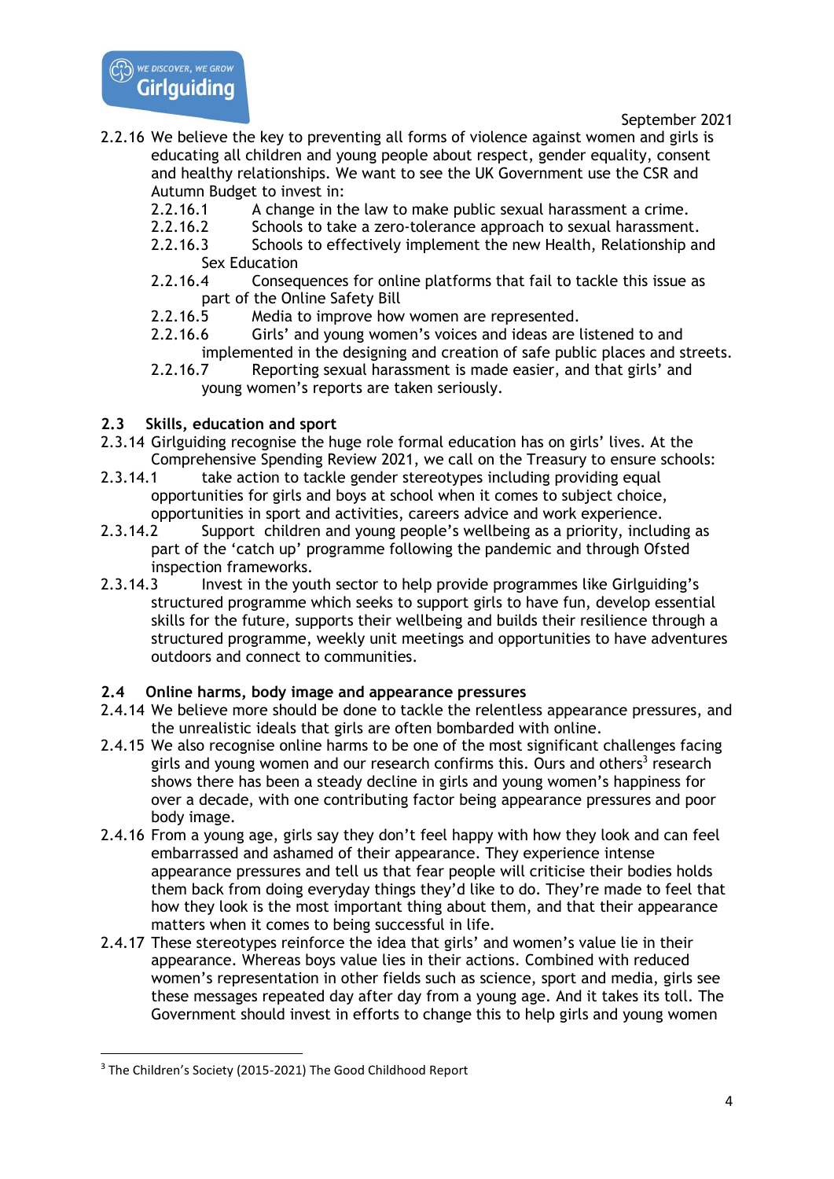September 2021

2.2.16 We believe the key to preventing all forms of violence against women and girls is educating all children and young people about respect, gender equality, consent and healthy relationships. We want to see the UK Government use the CSR and Autumn Budget to invest in:

- 2.2.16.1 A change in the law to make public sexual harassment a crime.
- 2.2.16.2 Schools to take a zero-tolerance approach to sexual harassment.
- 2.2.16.3 Schools to effectively implement the new Health, Relationship and Sex Education
- 2.2.16.4 Consequences for online platforms that fail to tackle this issue as part of the Online Safety Bill
- 2.2.16.5 Media to improve how women are represented.
- 2.2.16.6 Girls' and young women's voices and ideas are listened to and implemented in the designing and creation of safe public places and streets.
- 2.2.16.7 Reporting sexual harassment is made easier, and that girls' and young women's reports are taken seriously.

## 2.3 Skills, education and sport

2.3.14 Girlguiding recognise the huge role formal education has on girls' lives. At the Comprehensive Spending Review 2021, we call on the Treasury to ensure schools:

- 2.3.14.1 take action to tackle gender stereotypes including providing equal opportunities for girls and boys at school when it comes to subject choice, opportunities in sport and activities, careers advice and work experience.
- 2.3.14.2 Support children and young people's wellbeing as a priority, including as part of the 'catch up' programme following the pandemic and through Ofsted inspection frameworks.
- 2.3.14.3 Invest in the youth sector to help provide programmes like Girlguiding's structured programme which seeks to support girls to have fun, develop essential skills for the future, supports their wellbeing and builds their resilience through a structured programme, weekly unit meetings and opportunities to have adventures outdoors and connect to communities.

## 2.4 Online harms, body image and appearance pressures

2.4.14 We believe more should be done to tackle the relentless appearance pressures, and the unrealistic ideals that girls are often bombarded with online.

2.4.15 We also recognise online harms to be one of the most significant challenges facing girls and young women and our research confirms this. Ours and others[3] research shows there has been a steady decline in girls and young women's happiness for over a decade, with one contributing factor being appearance pressures and poor body image.

2.4.16 From a young age, girls say they don't feel happy with how they look and can feel embarrassed and ashamed of their appearance. They experience intense appearance pressures and tell us that fear people will criticise their bodies holds them back from doing everyday things they'd like to do. They're made to feel that how they look is the most important thing about them, and that their appearance matters when it comes to being successful in life.

2.4.17 These stereotypes reinforce the idea that girls' and women's value lie in their appearance. Whereas boys value lies in their actions. Combined with reduced women's representation in other fields such as science, sport and media, girls see these messages repeated day after day from a young age. And it takes its toll. The Government should invest in efforts to change this to help girls and young women

---

[3] The Children's Society (2015-2021) The Good Childhood Report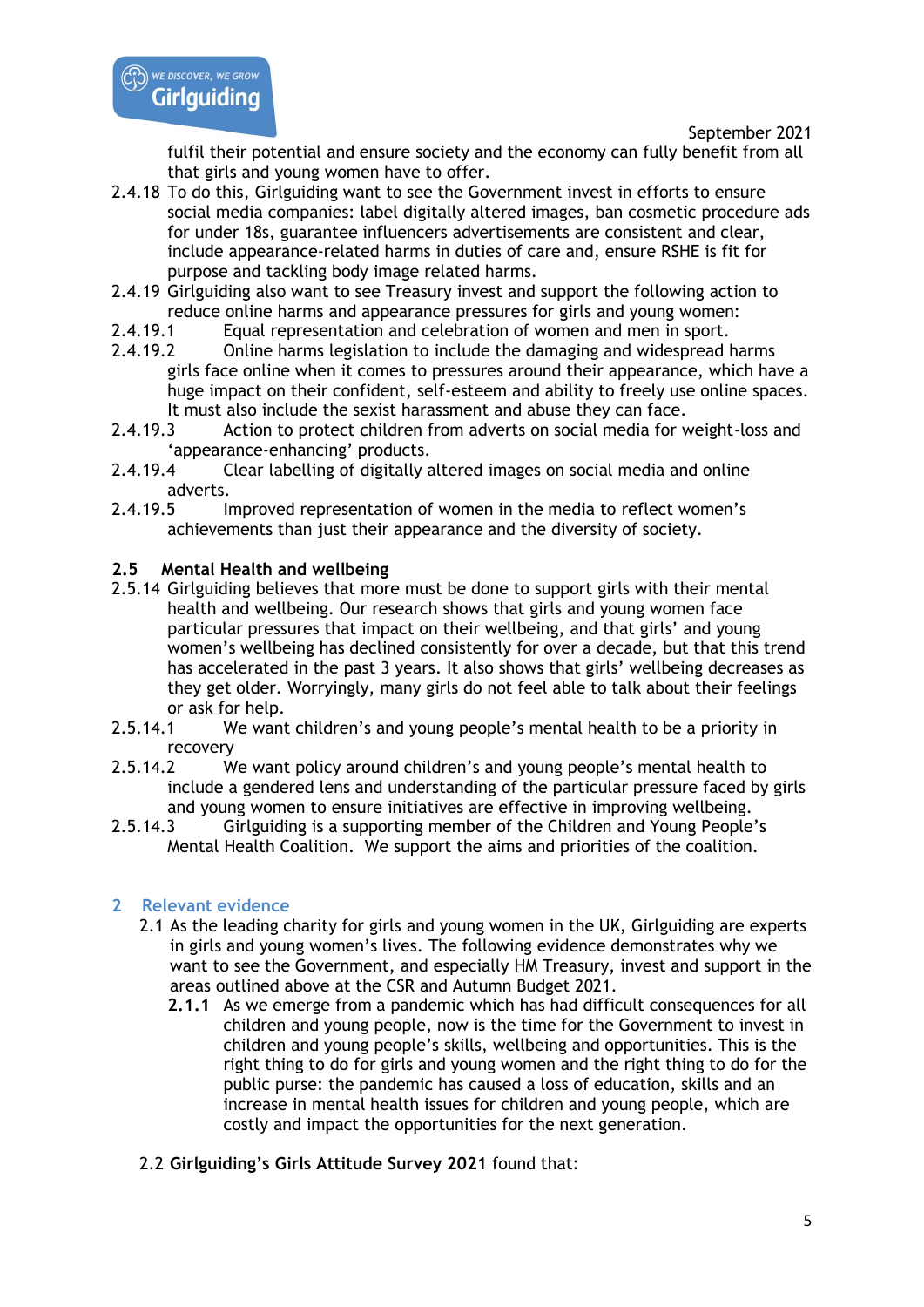fulfil their potential and ensure society and the economy can fully benefit from all that girls and young women have to offer.

2.4.18 To do this, Girlguiding want to see the Government invest in efforts to ensure social media companies: label digitally altered images, ban cosmetic procedure ads for under 18s, guarantee influencers advertisements are consistent and clear, include appearance-related harms in duties of care and, ensure RSHE is fit for purpose and tackling body image related harms.

2.4.19 Girlguiding also want to see Treasury invest and support the following action to reduce online harms and appearance pressures for girls and young women:

2.4.19.1 Equal representation and celebration of women and men in sport.

2.4.19.2 Online harms legislation to include the damaging and widespread harms girls face online when it comes to pressures around their appearance, which have a huge impact on their confident, self-esteem and ability to freely use online spaces. It must also include the sexist harassment and abuse they can face.

2.4.19.3 Action to protect children from adverts on social media for weight-loss and 'appearance-enhancing' products.

2.4.19.4 Clear labelling of digitally altered images on social media and online adverts.

2.4.19.5 Improved representation of women in the media to reflect women's achievements than just their appearance and the diversity of society.

### 2.5 Mental Health and wellbeing

2.5.14 Girlguiding believes that more must be done to support girls with their mental health and wellbeing. Our research shows that girls and young women face particular pressures that impact on their wellbeing, and that girls' and young women's wellbeing has declined consistently for over a decade, but that this trend has accelerated in the past 3 years. It also shows that girls' wellbeing decreases as they get older. Worryingly, many girls do not feel able to talk about their feelings or ask for help.

2.5.14.1 We want children's and young people's mental health to be a priority in recovery

2.5.14.2 We want policy around children's and young people's mental health to include a gendered lens and understanding of the particular pressure faced by girls and young women to ensure initiatives are effective in improving wellbeing.

2.5.14.3 Girlguiding is a supporting member of the Children and Young People's Mental Health Coalition. We support the aims and priorities of the coalition.

## 2 Relevant evidence

2.1 As the leading charity for girls and young women in the UK, Girlguiding are experts in girls and young women's lives. The following evidence demonstrates why we want to see the Government, and especially HM Treasury, invest and support in the areas outlined above at the CSR and Autumn Budget 2021.

**2.1.1** As we emerge from a pandemic which has had difficult consequences for all children and young people, now is the time for the Government to invest in children and young people's skills, wellbeing and opportunities. This is the right thing to do for girls and young women and the right thing to do for the public purse: the pandemic has caused a loss of education, skills and an increase in mental health issues for children and young people, which are costly and impact the opportunities for the next generation.

2.2 **Girlguiding's Girls Attitude Survey 2021** found that: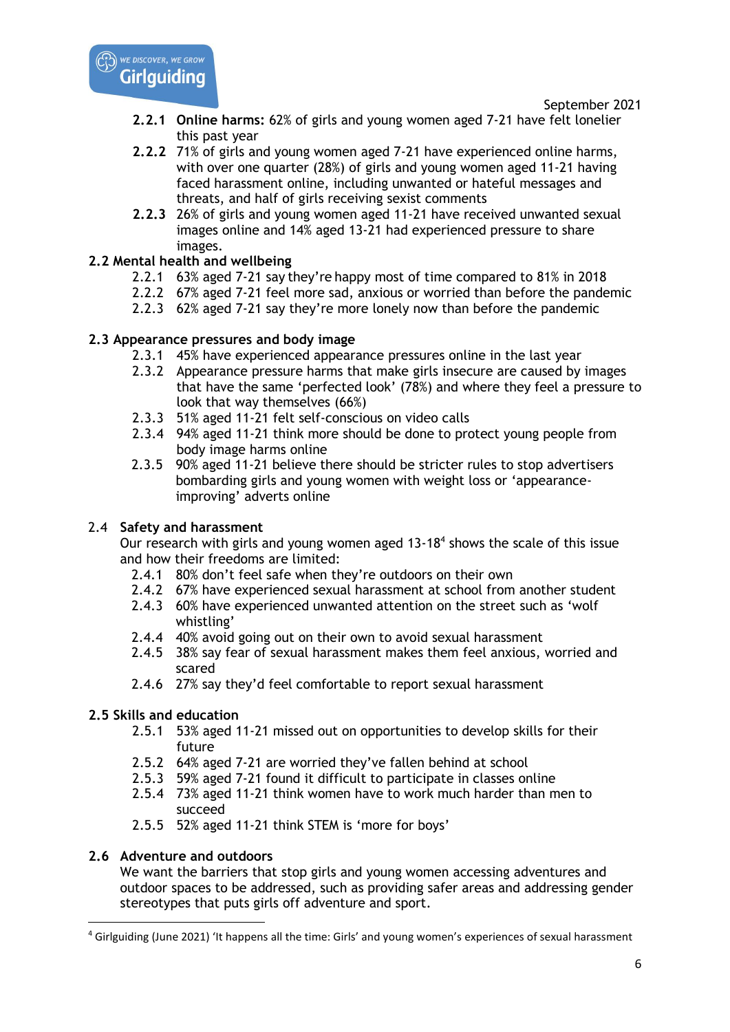**2.2.1** **Online harms:** 62% of girls and young women aged 7-21 have felt lonelier this past year

**2.2.2** 71% of girls and young women aged 7-21 have experienced online harms, with over one quarter (28%) of girls and young women aged 11-21 having faced harassment online, including unwanted or hateful messages and threats, and half of girls receiving sexist comments

**2.2.3** 26% of girls and young women aged 11-21 have received unwanted sexual images online and 14% aged 13-21 had experienced pressure to share images.

## 2.2 Mental health and wellbeing

2.2.1 63% aged 7-21 say they're happy most of time compared to 81% in 2018

2.2.2 67% aged 7-21 feel more sad, anxious or worried than before the pandemic

2.2.3 62% aged 7-21 say they're more lonely now than before the pandemic

## 2.3 Appearance pressures and body image

2.3.1 45% have experienced appearance pressures online in the last year

2.3.2 Appearance pressure harms that make girls insecure are caused by images that have the same 'perfected look' (78%) and where they feel a pressure to look that way themselves (66%)

2.3.3 51% aged 11-21 felt self-conscious on video calls

2.3.4 94% aged 11-21 think more should be done to protect young people from body image harms online

2.3.5 90% aged 11-21 believe there should be stricter rules to stop advertisers bombarding girls and young women with weight loss or 'appearance-improving' adverts online

## 2.4 Safety and harassment

Our research with girls and young women aged 13-18[4] shows the scale of this issue and how their freedoms are limited:

2.4.1 80% don't feel safe when they're outdoors on their own

2.4.2 67% have experienced sexual harassment at school from another student

2.4.3 60% have experienced unwanted attention on the street such as 'wolf whistling'

2.4.4 40% avoid going out on their own to avoid sexual harassment

2.4.5 38% say fear of sexual harassment makes them feel anxious, worried and scared

2.4.6 27% say they'd feel comfortable to report sexual harassment

## 2.5 Skills and education

2.5.1 53% aged 11-21 missed out on opportunities to develop skills for their future

2.5.2 64% aged 7-21 are worried they've fallen behind at school

2.5.3 59% aged 7-21 found it difficult to participate in classes online

2.5.4 73% aged 11-21 think women have to work much harder than men to succeed

2.5.5 52% aged 11-21 think STEM is 'more for boys'

## 2.6 Adventure and outdoors

We want the barriers that stop girls and young women accessing adventures and outdoor spaces to be addressed, such as providing safer areas and addressing gender stereotypes that puts girls off adventure and sport.

---

[4] Girlguiding (June 2021) 'It happens all the time: Girls' and young women's experiences of sexual harassment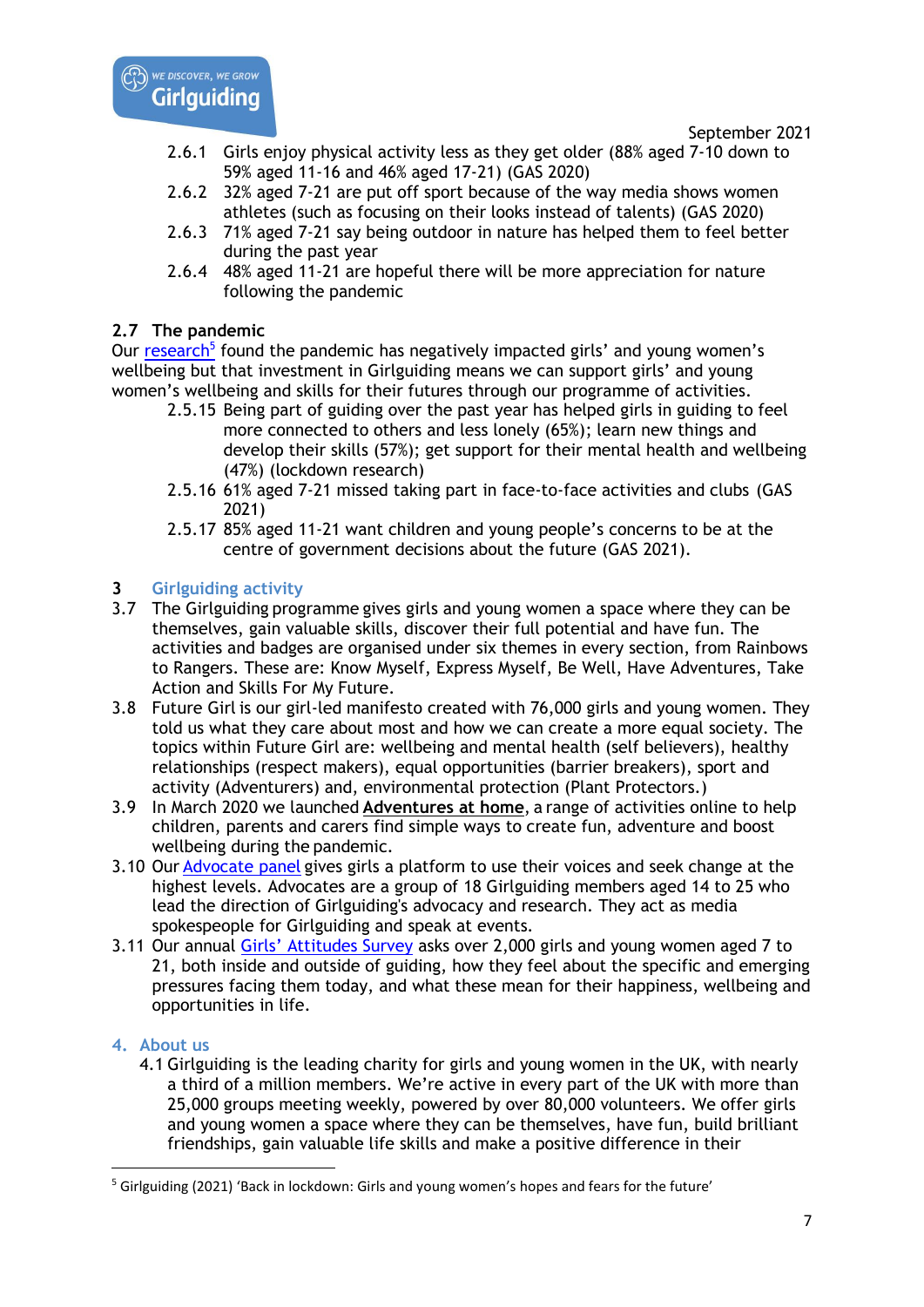September 2021

2.6.1 Girls enjoy physical activity less as they get older (88% aged 7-10 down to 59% aged 11-16 and 46% aged 17-21) (GAS 2020)

2.6.2 32% aged 7-21 are put off sport because of the way media shows women athletes (such as focusing on their looks instead of talents) (GAS 2020)

2.6.3 71% aged 7-21 say being outdoor in nature has helped them to feel better during the past year

2.6.4 48% aged 11-21 are hopeful there will be more appreciation for nature following the pandemic

### 2.7 The pandemic

Our research[5] found the pandemic has negatively impacted girls' and young women's wellbeing but that investment in Girlguiding means we can support girls' and young women's wellbeing and skills for their futures through our programme of activities.

2.5.15 Being part of guiding over the past year has helped girls in guiding to feel more connected to others and less lonely (65%); learn new things and develop their skills (57%); get support for their mental health and wellbeing (47%) (lockdown research)

2.5.16 61% aged 7-21 missed taking part in face-to-face activities and clubs (GAS 2021)

2.5.17 85% aged 11-21 want children and young people's concerns to be at the centre of government decisions about the future (GAS 2021).

## 3 Girlguiding activity

3.7 The Girlguiding programme gives girls and young women a space where they can be themselves, gain valuable skills, discover their full potential and have fun. The activities and badges are organised under six themes in every section, from Rainbows to Rangers. These are: Know Myself, Express Myself, Be Well, Have Adventures, Take Action and Skills For My Future.

3.8 Future Girl is our girl-led manifesto created with 76,000 girls and young women. They told us what they care about most and how we can create a more equal society. The topics within Future Girl are: wellbeing and mental health (self believers), healthy relationships (respect makers), equal opportunities (barrier breakers), sport and activity (Adventurers) and, environmental protection (Plant Protectors.)

3.9 In March 2020 we launched **Adventures at home**, a range of activities online to help children, parents and carers find simple ways to create fun, adventure and boost wellbeing during the pandemic.

3.10 Our Advocate panel gives girls a platform to use their voices and seek change at the highest levels. Advocates are a group of 18 Girlguiding members aged 14 to 25 who lead the direction of Girlguiding's advocacy and research. They act as media spokespeople for Girlguiding and speak at events.

3.11 Our annual Girls' Attitudes Survey asks over 2,000 girls and young women aged 7 to 21, both inside and outside of guiding, how they feel about the specific and emerging pressures facing them today, and what these mean for their happiness, wellbeing and opportunities in life.

## 4. About us

4.1 Girlguiding is the leading charity for girls and young women in the UK, with nearly a third of a million members. We're active in every part of the UK with more than 25,000 groups meeting weekly, powered by over 80,000 volunteers. We offer girls and young women a space where they can be themselves, have fun, build brilliant friendships, gain valuable life skills and make a positive difference in their

---

[5] Girlguiding (2021) 'Back in lockdown: Girls and young women's hopes and fears for the future'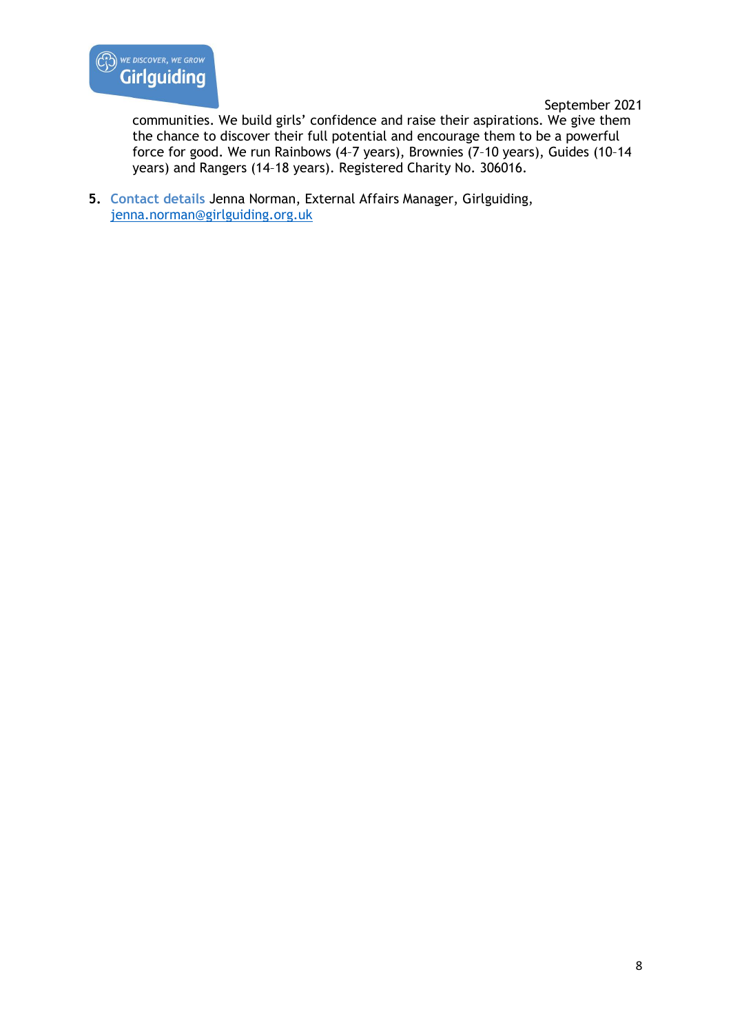communities. We build girls' confidence and raise their aspirations. We give them the chance to discover their full potential and encourage them to be a powerful force for good. We run Rainbows (4–7 years), Brownies (7–10 years), Guides (10–14 years) and Rangers (14–18 years). Registered Charity No. 306016.

5. **Contact details** Jenna Norman, External Affairs Manager, Girlguiding, jenna.norman@girlguiding.org.uk